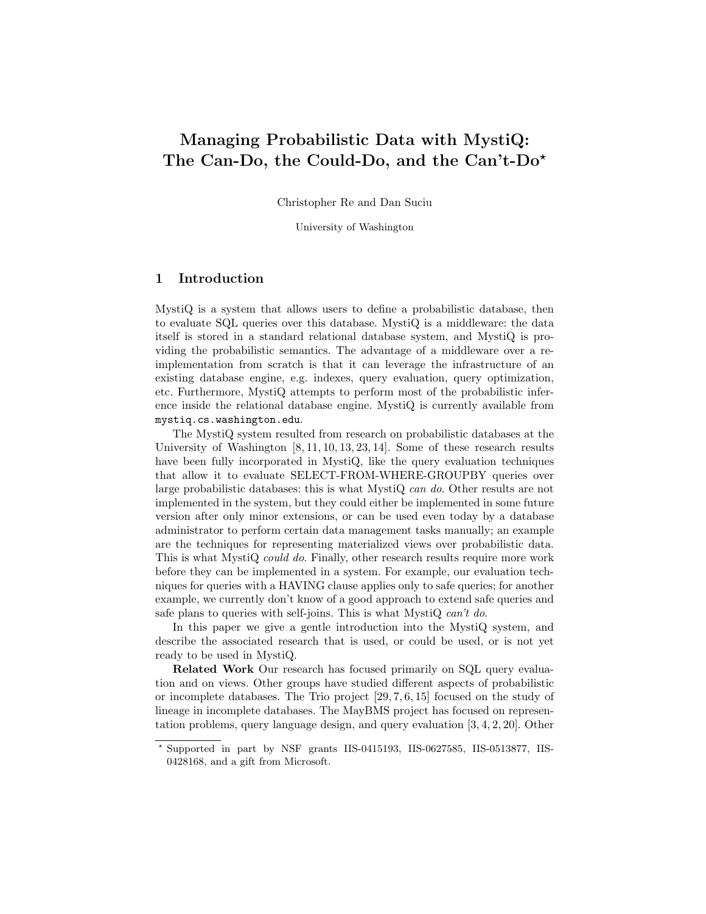# Managing Probabilistic Data with MystiQ: The Can-Do, the Could-Do, and the Can't-Do*

Christopher Re and Dan Suciu

University of Washington

## 1 Introduction

MystiQ is a system that allows users to define a probabilistic database, then to evaluate SQL queries over this database. MystiQ is a middleware: the data itself is stored in a standard relational database system, and MystiQ is providing the probabilistic semantics. The advantage of a middleware over a re-implementation from scratch is that it can leverage the infrastructure of an existing database engine, e.g. indexes, query evaluation, query optimization, etc. Furthermore, MystiQ attempts to perform most of the probabilistic inference inside the relational database engine. MystiQ is currently available from `mystiq.cs.washington.edu`.

The MystiQ system resulted from research on probabilistic databases at the University of Washington [8, 11, 10, 13, 23, 14]. Some of these research results have been fully incorporated in MystiQ, like the query evaluation techniques that allow it to evaluate SELECT-FROM-WHERE-GROUPBY queries over large probabilistic databases: this is what MystiQ *can do*. Other results are not implemented in the system, but they could either be implemented in some future version after only minor extensions, or can be used even today by a database administrator to perform certain data management tasks manually; an example are the techniques for representing materialized views over probabilistic data. This is what MystiQ *could do*. Finally, other research results require more work before they can be implemented in a system. For example, our evaluation techniques for queries with a HAVING clause applies only to safe queries; for another example, we currently don't know of a good approach to extend safe queries and safe plans to queries with self-joins. This is what MystiQ *can't do*.

In this paper we give a gentle introduction into the MystiQ system, and describe the associated research that is used, or could be used, or is not yet ready to be used in MystiQ.

**Related Work** Our research has focused primarily on SQL query evaluation and on views. Other groups have studied different aspects of probabilistic or incomplete databases. The Trio project [29, 7, 6, 15] focused on the study of lineage in incomplete databases. The MayBMS project has focused on representation problems, query language design, and query evaluation [3, 4, 2, 20]. Other

---

* Supported in part by NSF grants IIS-0415193, IIS-0627585, IIS-0513877, IIS-0428168, and a gift from Microsoft.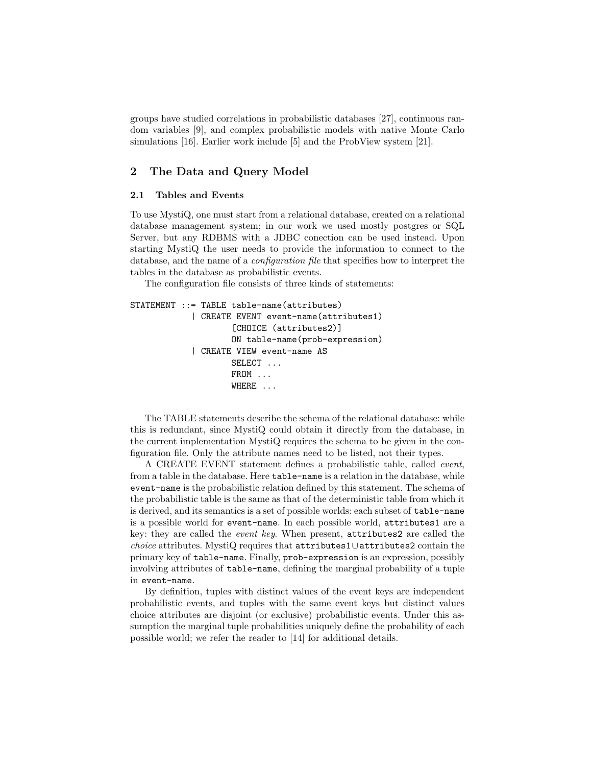groups have studied correlations in probabilistic databases [27], continuous random variables [9], and complex probabilistic models with native Monte Carlo simulations [16]. Earlier work include [5] and the ProbView system [21].

## 2 The Data and Query Model

### 2.1 Tables and Events

To use MystiQ, one must start from a relational database, created on a relational database management system; in our work we used mostly postgres or SQL Server, but any RDBMS with a JDBC conection can be used instead. Upon starting MystiQ the user needs to provide the information to connect to the database, and the name of a *configuration file* that specifies how to interpret the tables in the database as probabilistic events.

The configuration file consists of three kinds of statements:

```
STATEMENT ::= TABLE table-name(attributes)
            | CREATE EVENT event-name(attributes1)
                    [CHOICE (attributes2)]
                    ON table-name(prob-expression)
            | CREATE VIEW event-name AS
                    SELECT ...
                    FROM ...
                    WHERE ...
```

The TABLE statements describe the schema of the relational database: while this is redundant, since MystiQ could obtain it directly from the database, in the current implementation MystiQ requires the schema to be given in the configuration file. Only the attribute names need to be listed, not their types.

A CREATE EVENT statement defines a probabilistic table, called *event*, from a table in the database. Here `table-name` is a relation in the database, while `event-name` is the probabilistic relation defined by this statement. The schema of the probabilistic table is the same as that of the deterministic table from which it is derived, and its semantics is a set of possible worlds: each subset of `table-name` is a possible world for `event-name`. In each possible world, `attributes1` are a key: they are called the *event key*. When present, `attributes2` are called the *choice* attributes. MystiQ requires that `attributes1`∪`attributes2` contain the primary key of `table-name`. Finally, `prob-expression` is an expression, possibly involving attributes of `table-name`, defining the marginal probability of a tuple in `event-name`.

By definition, tuples with distinct values of the event keys are independent probabilistic events, and tuples with the same event keys but distinct values choice attributes are disjoint (or exclusive) probabilistic events. Under this assumption the marginal tuple probabilities uniquely define the probability of each possible world; we refer the reader to [14] for additional details.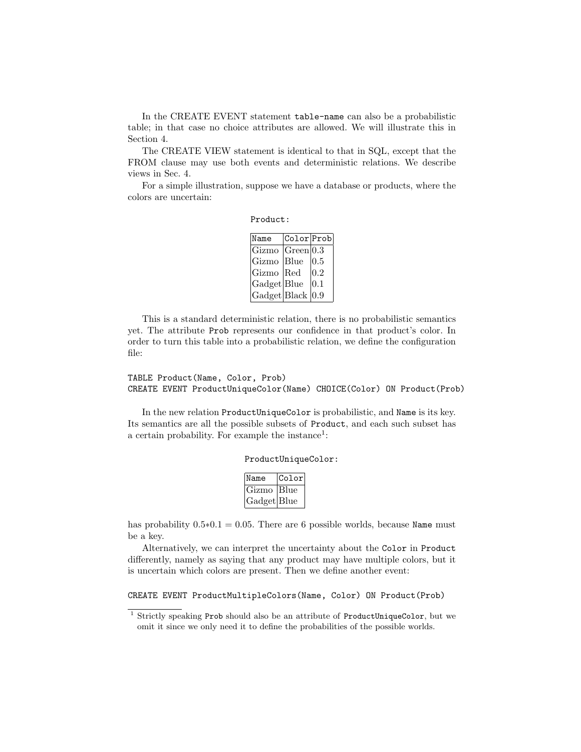In the CREATE EVENT statement `table-name` can also be a probabilistic table; in that case no choice attributes are allowed. We will illustrate this in Section 4.

The CREATE VIEW statement is identical to that in SQL, except that the FROM clause may use both events and deterministic relations. We describe views in Sec. 4.

For a simple illustration, suppose we have a database or products, where the colors are uncertain:

`Product`:

| Name | Color | Prob |
|---|---|---|
| Gizmo | Green | 0.3 |
| Gizmo | Blue | 0.5 |
| Gizmo | Red | 0.2 |
| Gadget | Blue | 0.1 |
| Gadget | Black | 0.9 |

This is a standard deterministic relation, there is no probabilistic semantics yet. The attribute `Prob` represents our confidence in that product's color. In order to turn this table into a probabilistic relation, we define the configuration file:

```
TABLE Product(Name, Color, Prob)
CREATE EVENT ProductUniqueColor(Name) CHOICE(Color) ON Product(Prob)
```

In the new relation `ProductUniqueColor` is probabilistic, and `Name` is its key. Its semantics are all the possible subsets of `Product`, and each such subset has a certain probability. For example the instance[1]:

`ProductUniqueColor`:

| Name | Color |
|---|---|
| Gizmo | Blue |
| Gadget | Blue |

has probability $0.5*0.1 = 0.05$. There are 6 possible worlds, because `Name` must be a key.

Alternatively, we can interpret the uncertainty about the `Color` in `Product` differently, namely as saying that any product may have multiple colors, but it is uncertain which colors are present. Then we define another event:

```
CREATE EVENT ProductMultipleColors(Name, Color) ON Product(Prob)
```

[1] Strictly speaking `Prob` should also be an attribute of `ProductUniqueColor`, but we omit it since we only need it to define the probabilities of the possible worlds.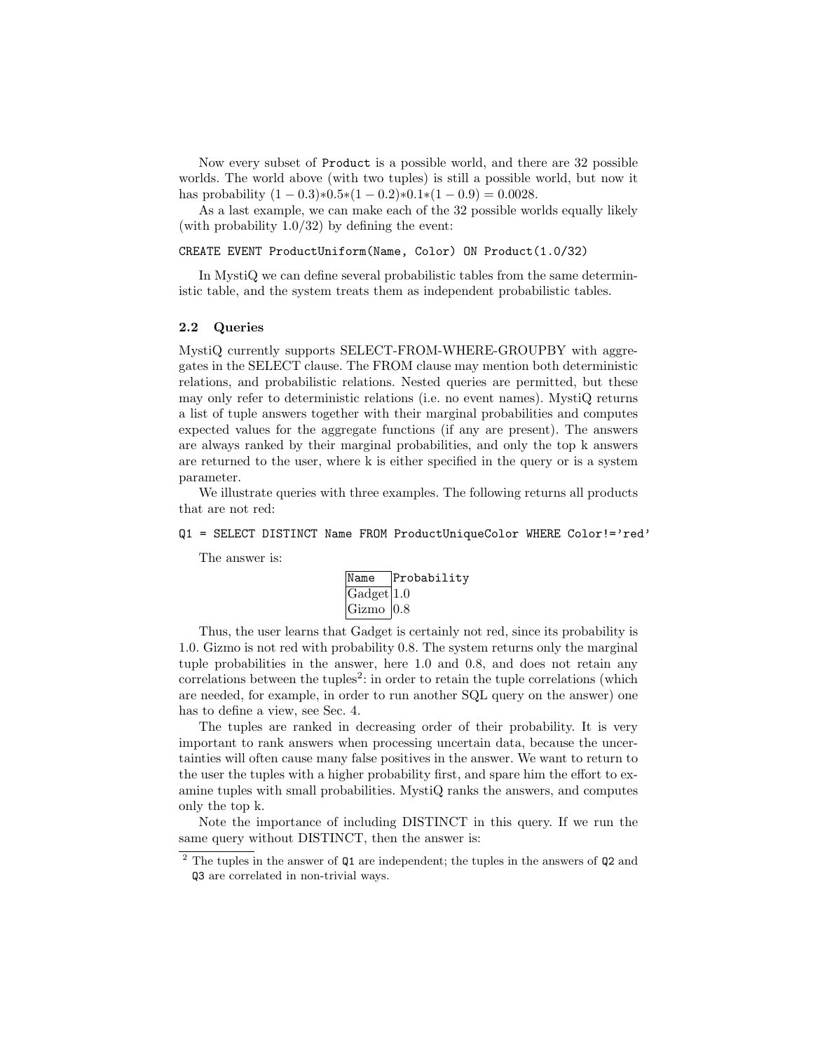Now every subset of Product is a possible world, and there are 32 possible worlds. The world above (with two tuples) is still a possible world, but now it has probability $(1 - 0.3){*}0.5{*}(1 - 0.2){*}0.1{*}(1 - 0.9) = 0.0028$.

As a last example, we can make each of the 32 possible worlds equally likely (with probability 1.0/32) by defining the event:

```
CREATE EVENT ProductUniform(Name, Color) ON Product(1.0/32)
```

In MystiQ we can define several probabilistic tables from the same deterministic table, and the system treats them as independent probabilistic tables.

### 2.2 Queries

MystiQ currently supports SELECT-FROM-WHERE-GROUPBY with aggregates in the SELECT clause. The FROM clause may mention both deterministic relations, and probabilistic relations. Nested queries are permitted, but these may only refer to deterministic relations (i.e. no event names). MystiQ returns a list of tuple answers together with their marginal probabilities and computes expected values for the aggregate functions (if any are present). The answers are always ranked by their marginal probabilities, and only the top k answers are returned to the user, where k is either specified in the query or is a system parameter.

We illustrate queries with three examples. The following returns all products that are not red:

```
Q1 = SELECT DISTINCT Name FROM ProductUniqueColor WHERE Color!='red'
```

The answer is:

| Name | Probability |
|---|---|
| Gadget | 1.0 |
| Gizmo | 0.8 |

Thus, the user learns that Gadget is certainly not red, since its probability is 1.0. Gizmo is not red with probability 0.8. The system returns only the marginal tuple probabilities in the answer, here 1.0 and 0.8, and does not retain any correlations between the tuples[2]: in order to retain the tuple correlations (which are needed, for example, in order to run another SQL query on the answer) one has to define a view, see Sec. 4.

The tuples are ranked in decreasing order of their probability. It is very important to rank answers when processing uncertain data, because the uncertainties will often cause many false positives in the answer. We want to return to the user the tuples with a higher probability first, and spare him the effort to examine tuples with small probabilities. MystiQ ranks the answers, and computes only the top k.

Note the importance of including DISTINCT in this query. If we run the same query without DISTINCT, then the answer is:

[2] The tuples in the answer of Q1 are independent; the tuples in the answers of Q2 and Q3 are correlated in non-trivial ways.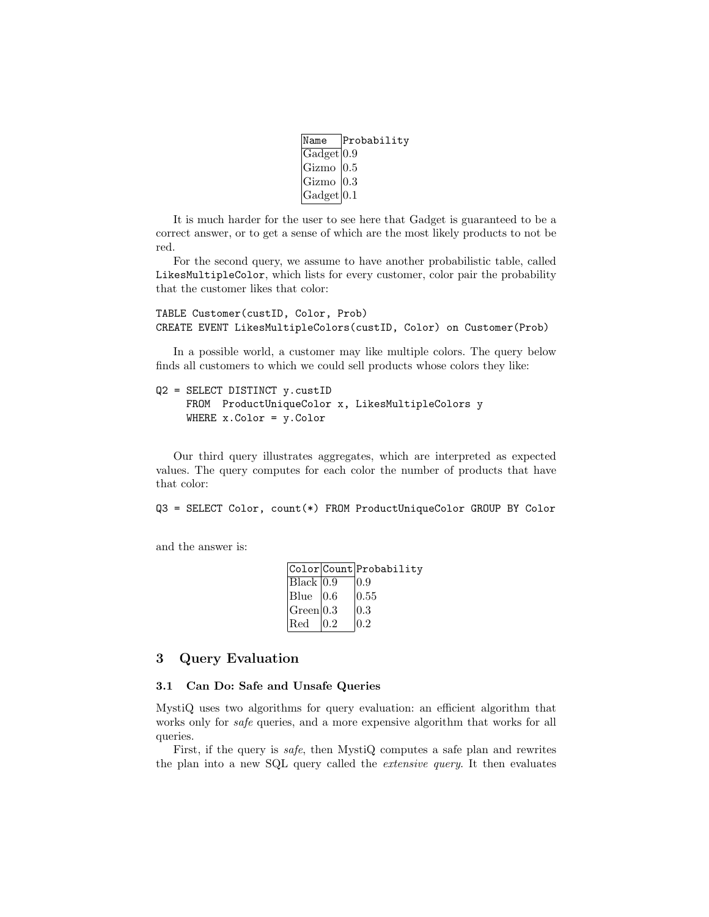| Name | Probability |
|---|---|
| Gadget | 0.9 |
| Gizmo | 0.5 |
| Gizmo | 0.3 |
| Gadget | 0.1 |

It is much harder for the user to see here that Gadget is guaranteed to be a correct answer, or to get a sense of which are the most likely products to not be red.

For the second query, we assume to have another probabilistic table, called `LikesMultipleColor`, which lists for every customer, color pair the probability that the customer likes that color:

```
TABLE Customer(custID, Color, Prob)
CREATE EVENT LikesMultipleColors(custID, Color) on Customer(Prob)
```

In a possible world, a customer may like multiple colors. The query below finds all customers to which we could sell products whose colors they like:

```
Q2 = SELECT DISTINCT y.custID
     FROM  ProductUniqueColor x, LikesMultipleColors y
     WHERE x.Color = y.Color
```

Our third query illustrates aggregates, which are interpreted as expected values. The query computes for each color the number of products that have that color:

```
Q3 = SELECT Color, count(*) FROM ProductUniqueColor GROUP BY Color
```

and the answer is:

| Color | Count | Probability |
|---|---|---|
| Black | 0.9 | 0.9 |
| Blue | 0.6 | 0.55 |
| Green | 0.3 | 0.3 |
| Red | 0.2 | 0.2 |

## 3 Query Evaluation

### 3.1 Can Do: Safe and Unsafe Queries

MystiQ uses two algorithms for query evaluation: an efficient algorithm that works only for *safe* queries, and a more expensive algorithm that works for all queries.

First, if the query is *safe*, then MystiQ computes a safe plan and rewrites the plan into a new SQL query called the *extensive query*. It then evaluates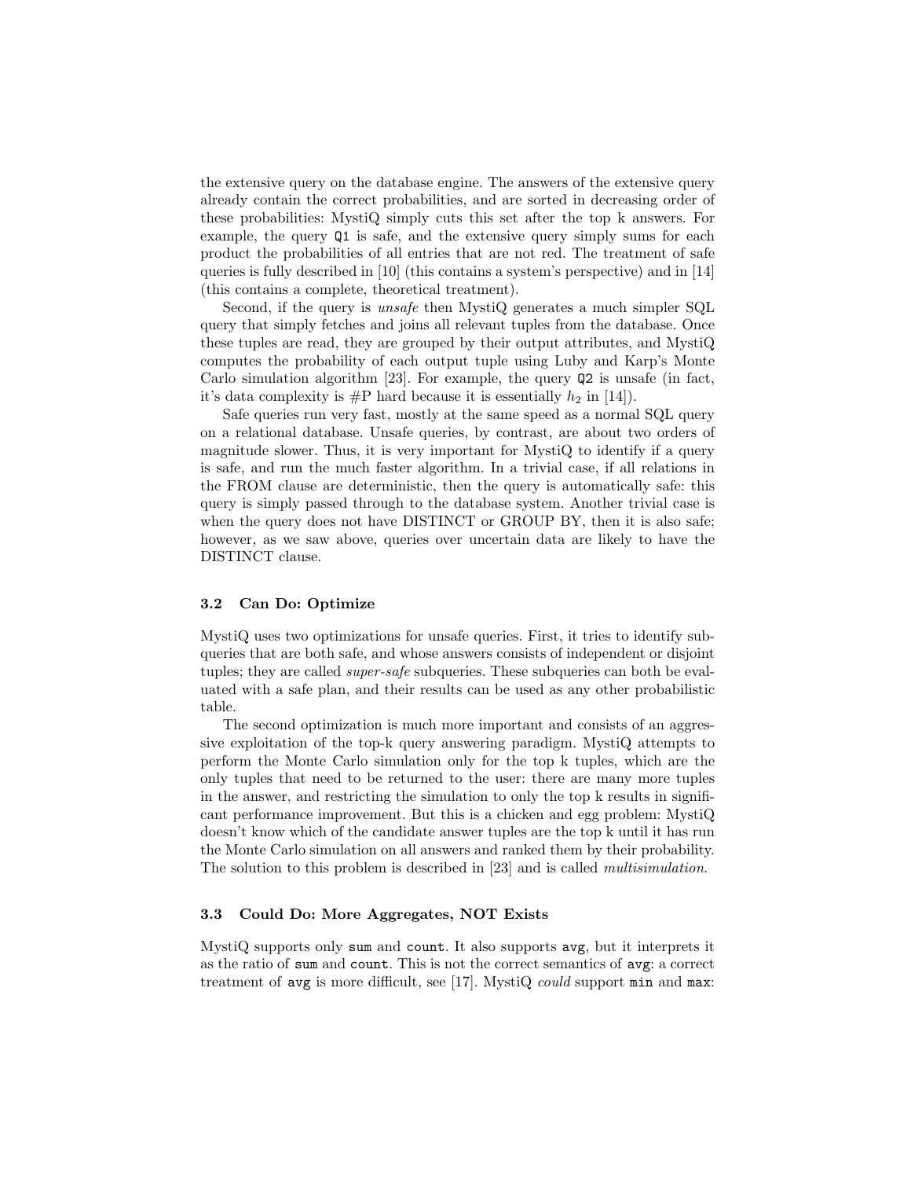the extensive query on the database engine. The answers of the extensive query already contain the correct probabilities, and are sorted in decreasing order of these probabilities: MystiQ simply cuts this set after the top k answers. For example, the query `Q1` is safe, and the extensive query simply sums for each product the probabilities of all entries that are not red. The treatment of safe queries is fully described in [10] (this contains a system's perspective) and in [14] (this contains a complete, theoretical treatment).

Second, if the query is *unsafe* then MystiQ generates a much simpler SQL query that simply fetches and joins all relevant tuples from the database. Once these tuples are read, they are grouped by their output attributes, and MystiQ computes the probability of each output tuple using Luby and Karp's Monte Carlo simulation algorithm [23]. For example, the query `Q2` is unsafe (in fact, it's data complexity is #P hard because it is essentially $h_2$ in [14]).

Safe queries run very fast, mostly at the same speed as a normal SQL query on a relational database. Unsafe queries, by contrast, are about two orders of magnitude slower. Thus, it is very important for MystiQ to identify if a query is safe, and run the much faster algorithm. In a trivial case, if all relations in the FROM clause are deterministic, then the query is automatically safe: this query is simply passed through to the database system. Another trivial case is when the query does not have DISTINCT or GROUP BY, then it is also safe; however, as we saw above, queries over uncertain data are likely to have the DISTINCT clause.

### 3.2 Can Do: Optimize

MystiQ uses two optimizations for unsafe queries. First, it tries to identify subqueries that are both safe, and whose answers consists of independent or disjoint tuples; they are called *super-safe* subqueries. These subqueries can both be evaluated with a safe plan, and their results can be used as any other probabilistic table.

The second optimization is much more important and consists of an aggressive exploitation of the top-k query answering paradigm. MystiQ attempts to perform the Monte Carlo simulation only for the top k tuples, which are the only tuples that need to be returned to the user: there are many more tuples in the answer, and restricting the simulation to only the top k results in significant performance improvement. But this is a chicken and egg problem: MystiQ doesn't know which of the candidate answer tuples are the top k until it has run the Monte Carlo simulation on all answers and ranked them by their probability. The solution to this problem is described in [23] and is called *multisimulation*.

### 3.3 Could Do: More Aggregates, NOT Exists

MystiQ supports only `sum` and `count`. It also supports `avg`, but it interprets it as the ratio of `sum` and `count`. This is not the correct semantics of `avg`: a correct treatment of `avg` is more difficult, see [17]. MystiQ *could* support `min` and `max`: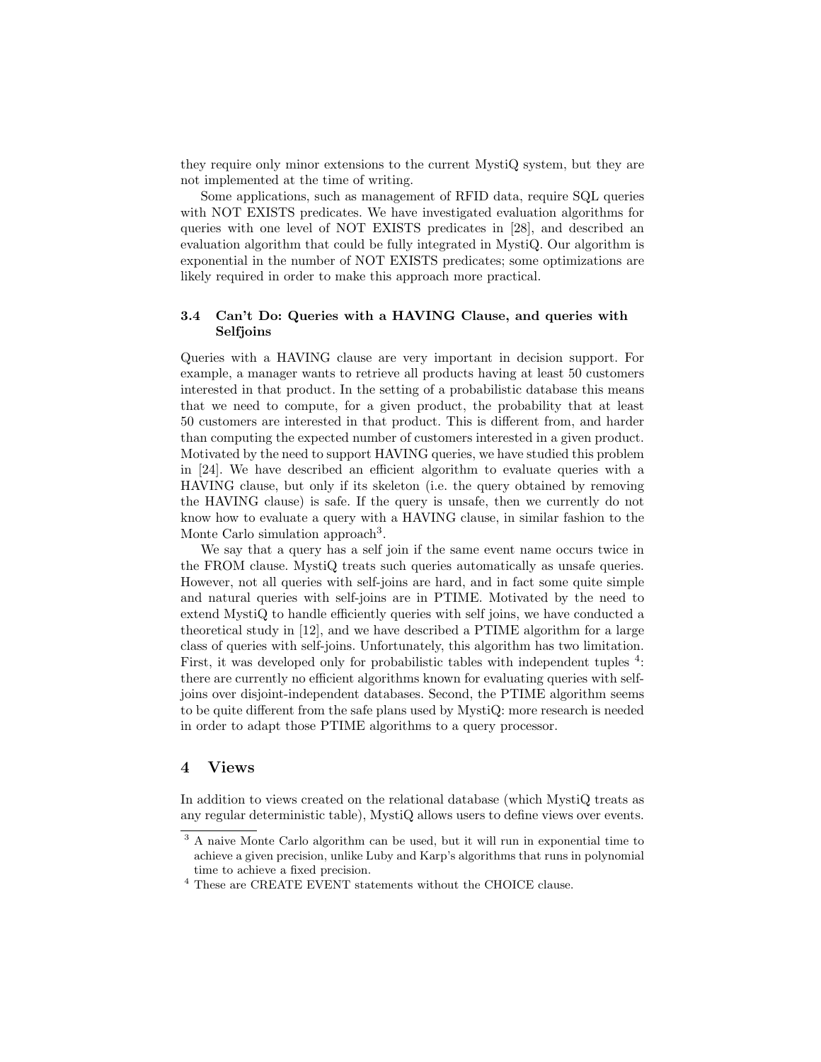they require only minor extensions to the current MystiQ system, but they are not implemented at the time of writing.

Some applications, such as management of RFID data, require SQL queries with NOT EXISTS predicates. We have investigated evaluation algorithms for queries with one level of NOT EXISTS predicates in [28], and described an evaluation algorithm that could be fully integrated in MystiQ. Our algorithm is exponential in the number of NOT EXISTS predicates; some optimizations are likely required in order to make this approach more practical.

### 3.4 Can't Do: Queries with a HAVING Clause, and queries with Selfjoins

Queries with a HAVING clause are very important in decision support. For example, a manager wants to retrieve all products having at least 50 customers interested in that product. In the setting of a probabilistic database this means that we need to compute, for a given product, the probability that at least 50 customers are interested in that product. This is different from, and harder than computing the expected number of customers interested in a given product. Motivated by the need to support HAVING queries, we have studied this problem in [24]. We have described an efficient algorithm to evaluate queries with a HAVING clause, but only if its skeleton (i.e. the query obtained by removing the HAVING clause) is safe. If the query is unsafe, then we currently do not know how to evaluate a query with a HAVING clause, in similar fashion to the Monte Carlo simulation approach[3].

We say that a query has a self join if the same event name occurs twice in the FROM clause. MystiQ treats such queries automatically as unsafe queries. However, not all queries with self-joins are hard, and in fact some quite simple and natural queries with self-joins are in PTIME. Motivated by the need to extend MystiQ to handle efficiently queries with self joins, we have conducted a theoretical study in [12], and we have described a PTIME algorithm for a large class of queries with self-joins. Unfortunately, this algorithm has two limitation. First, it was developed only for probabilistic tables with independent tuples [4]: there are currently no efficient algorithms known for evaluating queries with self-joins over disjoint-independent databases. Second, the PTIME algorithm seems to be quite different from the safe plans used by MystiQ: more research is needed in order to adapt those PTIME algorithms to a query processor.

## 4 Views

In addition to views created on the relational database (which MystiQ treats as any regular deterministic table), MystiQ allows users to define views over events.

---

[3] A naive Monte Carlo algorithm can be used, but it will run in exponential time to achieve a given precision, unlike Luby and Karp's algorithms that runs in polynomial time to achieve a fixed precision.

[4] These are CREATE EVENT statements without the CHOICE clause.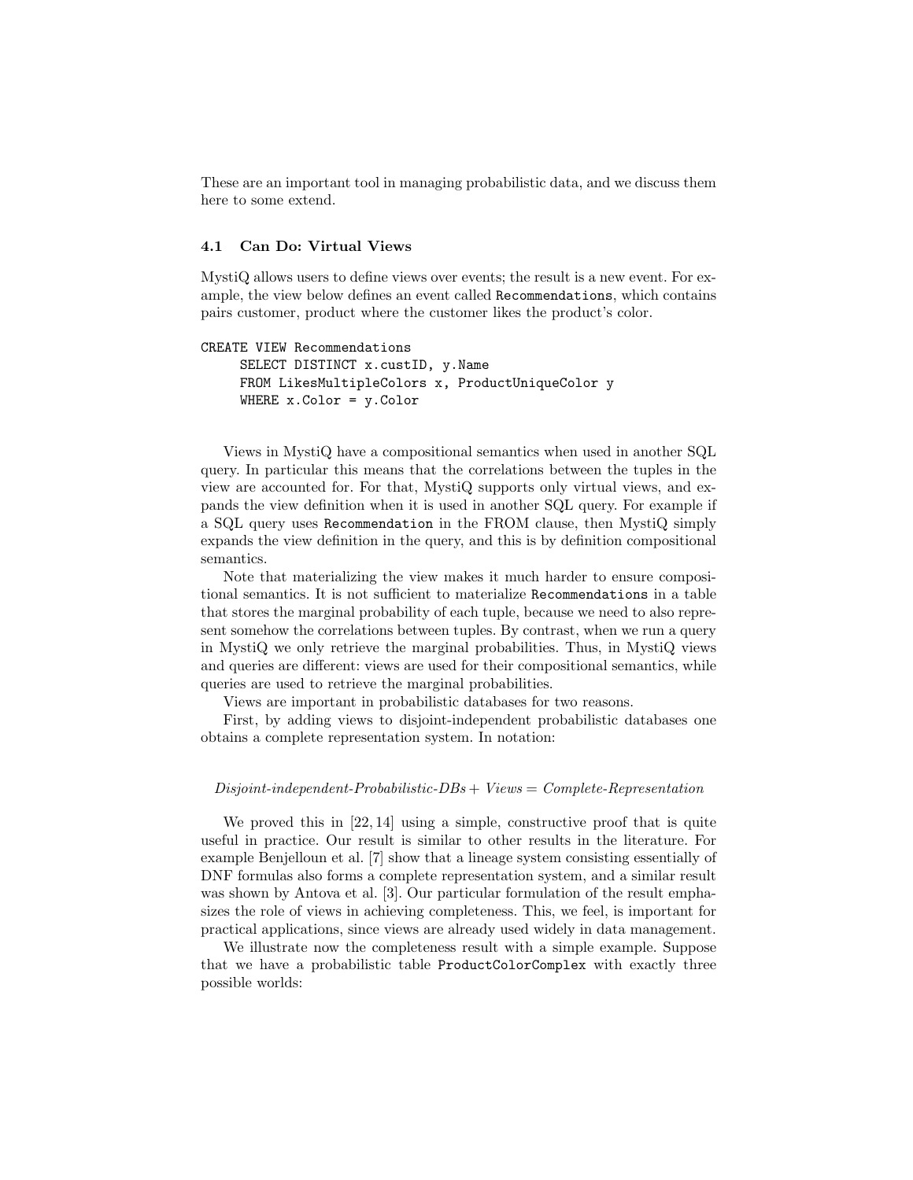These are an important tool in managing probabilistic data, and we discuss them here to some extend.

### 4.1 Can Do: Virtual Views

MystiQ allows users to define views over events; the result is a new event. For example, the view below defines an event called `Recommendations`, which contains pairs customer, product where the customer likes the product's color.

```
CREATE VIEW Recommendations
     SELECT DISTINCT x.custID, y.Name
     FROM LikesMultipleColors x, ProductUniqueColor y
     WHERE x.Color = y.Color
```

Views in MystiQ have a compositional semantics when used in another SQL query. In particular this means that the correlations between the tuples in the view are accounted for. For that, MystiQ supports only virtual views, and expands the view definition when it is used in another SQL query. For example if a SQL query uses `Recommendation` in the FROM clause, then MystiQ simply expands the view definition in the query, and this is by definition compositional semantics.

Note that materializing the view makes it much harder to ensure compositional semantics. It is not sufficient to materialize `Recommendations` in a table that stores the marginal probability of each tuple, because we need to also represent somehow the correlations between tuples. By contrast, when we run a query in MystiQ we only retrieve the marginal probabilities. Thus, in MystiQ views and queries are different: views are used for their compositional semantics, while queries are used to retrieve the marginal probabilities.

Views are important in probabilistic databases for two reasons.

First, by adding views to disjoint-independent probabilistic databases one obtains a complete representation system. In notation:

$$\textit{Disjoint-independent-Probabilistic-DBs} + \textit{Views} = \textit{Complete-Representation}$$

We proved this in [22, 14] using a simple, constructive proof that is quite useful in practice. Our result is similar to other results in the literature. For example Benjelloun et al. [7] show that a lineage system consisting essentially of DNF formulas also forms a complete representation system, and a similar result was shown by Antova et al. [3]. Our particular formulation of the result emphasizes the role of views in achieving completeness. This, we feel, is important for practical applications, since views are already used widely in data management.

We illustrate now the completeness result with a simple example. Suppose that we have a probabilistic table `ProductColorComplex` with exactly three possible worlds: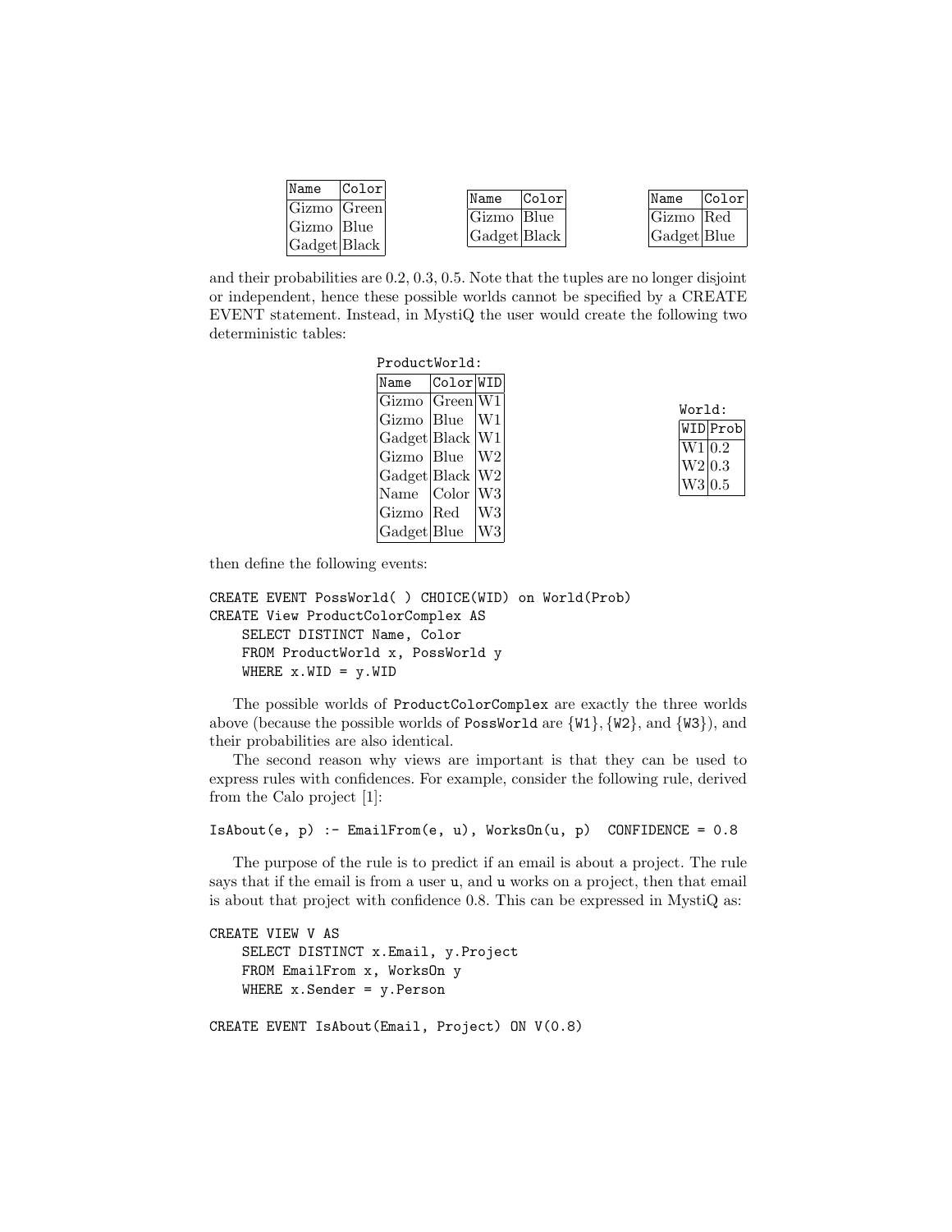| Name | Color |
|---|---|
| Gizmo | Green |
| Gizmo | Blue |
| Gadget | Black |

| Name | Color |
|---|---|
| Gizmo | Blue |
| Gadget | Black |

| Name | Color |
|---|---|
| Gizmo | Red |
| Gadget | Blue |

and their probabilities are 0.2, 0.3, 0.5. Note that the tuples are no longer disjoint or independent, hence these possible worlds cannot be specified by a CREATE EVENT statement. Instead, in MystiQ the user would create the following two deterministic tables:

ProductWorld:

| Name | Color | WID |
|---|---|---|
| Gizmo | Green | W1 |
| Gizmo | Blue | W1 |
| Gadget | Black | W1 |
| Gizmo | Blue | W2 |
| Gadget | Black | W2 |
| Name | Color | W3 |
| Gizmo | Red | W3 |
| Gadget | Blue | W3 |

World:

| WID | Prob |
|---|---|
| W1 | 0.2 |
| W2 | 0.3 |
| W3 | 0.5 |

then define the following events:

```
CREATE EVENT PossWorld( ) CHOICE(WID) on World(Prob)
CREATE View ProductColorComplex AS
    SELECT DISTINCT Name, Color
    FROM ProductWorld x, PossWorld y
    WHERE x.WID = y.WID
```

The possible worlds of ProductColorComplex are exactly the three worlds above (because the possible worlds of PossWorld are {W1}, {W2}, and {W3}), and their probabilities are also identical.

The second reason why views are important is that they can be used to express rules with confidences. For example, consider the following rule, derived from the Calo project [1]:

```
IsAbout(e, p) :- EmailFrom(e, u), WorksOn(u, p)  CONFIDENCE = 0.8
```

The purpose of the rule is to predict if an email is about a project. The rule says that if the email is from a user u, and u works on a project, then that email is about that project with confidence 0.8. This can be expressed in MystiQ as:

```
CREATE VIEW V AS
    SELECT DISTINCT x.Email, y.Project
    FROM EmailFrom x, WorksOn y
    WHERE x.Sender = y.Person

CREATE EVENT IsAbout(Email, Project) ON V(0.8)
```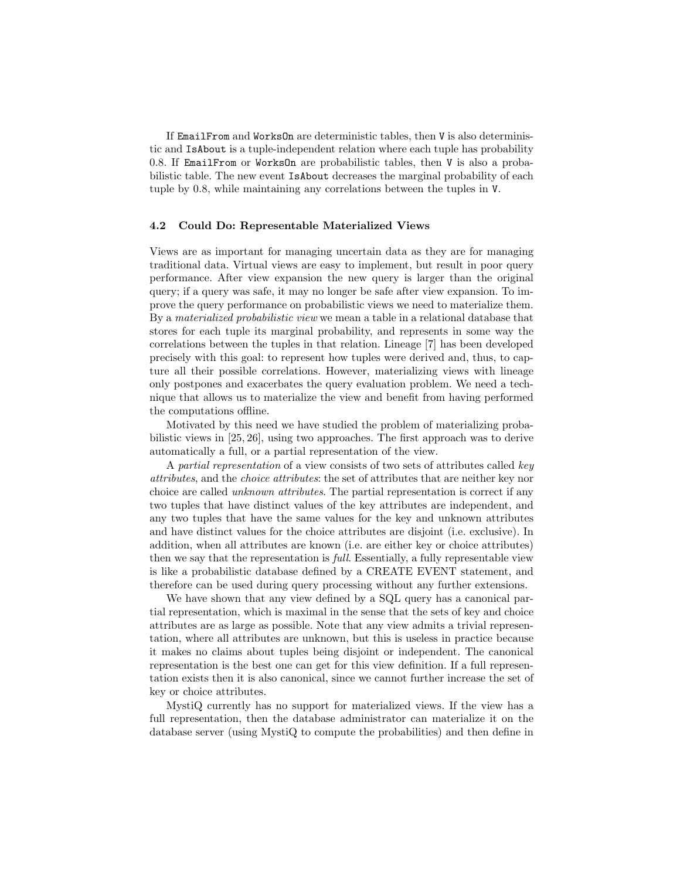If `EmailFrom` and `WorksOn` are deterministic tables, then `V` is also deterministic and `IsAbout` is a tuple-independent relation where each tuple has probability 0.8. If `EmailFrom` or `WorksOn` are probabilistic tables, then `V` is also a probabilistic table. The new event `IsAbout` decreases the marginal probability of each tuple by 0.8, while maintaining any correlations between the tuples in `V`.

### 4.2 Could Do: Representable Materialized Views

Views are as important for managing uncertain data as they are for managing traditional data. Virtual views are easy to implement, but result in poor query performance. After view expansion the new query is larger than the original query; if a query was safe, it may no longer be safe after view expansion. To improve the query performance on probabilistic views we need to materialize them. By a *materialized probabilistic view* we mean a table in a relational database that stores for each tuple its marginal probability, and represents in some way the correlations between the tuples in that relation. Lineage [7] has been developed precisely with this goal: to represent how tuples were derived and, thus, to capture all their possible correlations. However, materializing views with lineage only postpones and exacerbates the query evaluation problem. We need a technique that allows us to materialize the view and benefit from having performed the computations offline.

Motivated by this need we have studied the problem of materializing probabilistic views in [25, 26], using two approaches. The first approach was to derive automatically a full, or a partial representation of the view.

A *partial representation* of a view consists of two sets of attributes called *key attributes*, and the *choice attributes*: the set of attributes that are neither key nor choice are called *unknown attributes*. The partial representation is correct if any two tuples that have distinct values of the key attributes are independent, and any two tuples that have the same values for the key and unknown attributes and have distinct values for the choice attributes are disjoint (i.e. exclusive). In addition, when all attributes are known (i.e. are either key or choice attributes) then we say that the representation is *full*. Essentially, a fully representable view is like a probabilistic database defined by a CREATE EVENT statement, and therefore can be used during query processing without any further extensions.

We have shown that any view defined by a SQL query has a canonical partial representation, which is maximal in the sense that the sets of key and choice attributes are as large as possible. Note that any view admits a trivial representation, where all attributes are unknown, but this is useless in practice because it makes no claims about tuples being disjoint or independent. The canonical representation is the best one can get for this view definition. If a full representation exists then it is also canonical, since we cannot further increase the set of key or choice attributes.

MystiQ currently has no support for materialized views. If the view has a full representation, then the database administrator can materialize it on the database server (using MystiQ to compute the probabilities) and then define in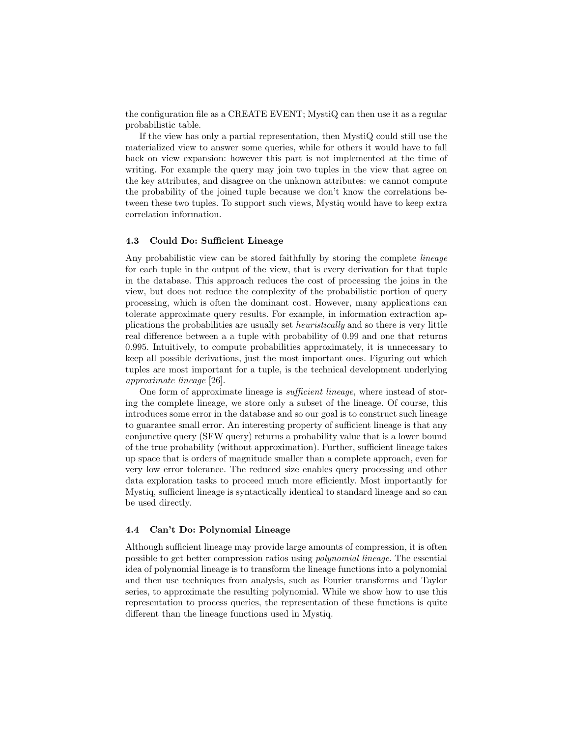the configuration file as a CREATE EVENT; MystiQ can then use it as a regular probabilistic table.

If the view has only a partial representation, then MystiQ could still use the materialized view to answer some queries, while for others it would have to fall back on view expansion: however this part is not implemented at the time of writing. For example the query may join two tuples in the view that agree on the key attributes, and disagree on the unknown attributes: we cannot compute the probability of the joined tuple because we don't know the correlations between these two tuples. To support such views, Mystiq would have to keep extra correlation information.

### 4.3 Could Do: Sufficient Lineage

Any probabilistic view can be stored faithfully by storing the complete *lineage* for each tuple in the output of the view, that is every derivation for that tuple in the database. This approach reduces the cost of processing the joins in the view, but does not reduce the complexity of the probabilistic portion of query processing, which is often the dominant cost. However, many applications can tolerate approximate query results. For example, in information extraction applications the probabilities are usually set *heuristically* and so there is very little real difference between a a tuple with probability of 0.99 and one that returns 0.995. Intuitively, to compute probabilities approximately, it is unnecessary to keep all possible derivations, just the most important ones. Figuring out which tuples are most important for a tuple, is the technical development underlying *approximate lineage* [26].

One form of approximate lineage is *sufficient lineage*, where instead of storing the complete lineage, we store only a subset of the lineage. Of course, this introduces some error in the database and so our goal is to construct such lineage to guarantee small error. An interesting property of sufficient lineage is that any conjunctive query (SFW query) returns a probability value that is a lower bound of the true probability (without approximation). Further, sufficient lineage takes up space that is orders of magnitude smaller than a complete approach, even for very low error tolerance. The reduced size enables query processing and other data exploration tasks to proceed much more efficiently. Most importantly for Mystiq, sufficient lineage is syntactically identical to standard lineage and so can be used directly.

### 4.4 Can't Do: Polynomial Lineage

Although sufficient lineage may provide large amounts of compression, it is often possible to get better compression ratios using *polynomial lineage*. The essential idea of polynomial lineage is to transform the lineage functions into a polynomial and then use techniques from analysis, such as Fourier transforms and Taylor series, to approximate the resulting polynomial. While we show how to use this representation to process queries, the representation of these functions is quite different than the lineage functions used in Mystiq.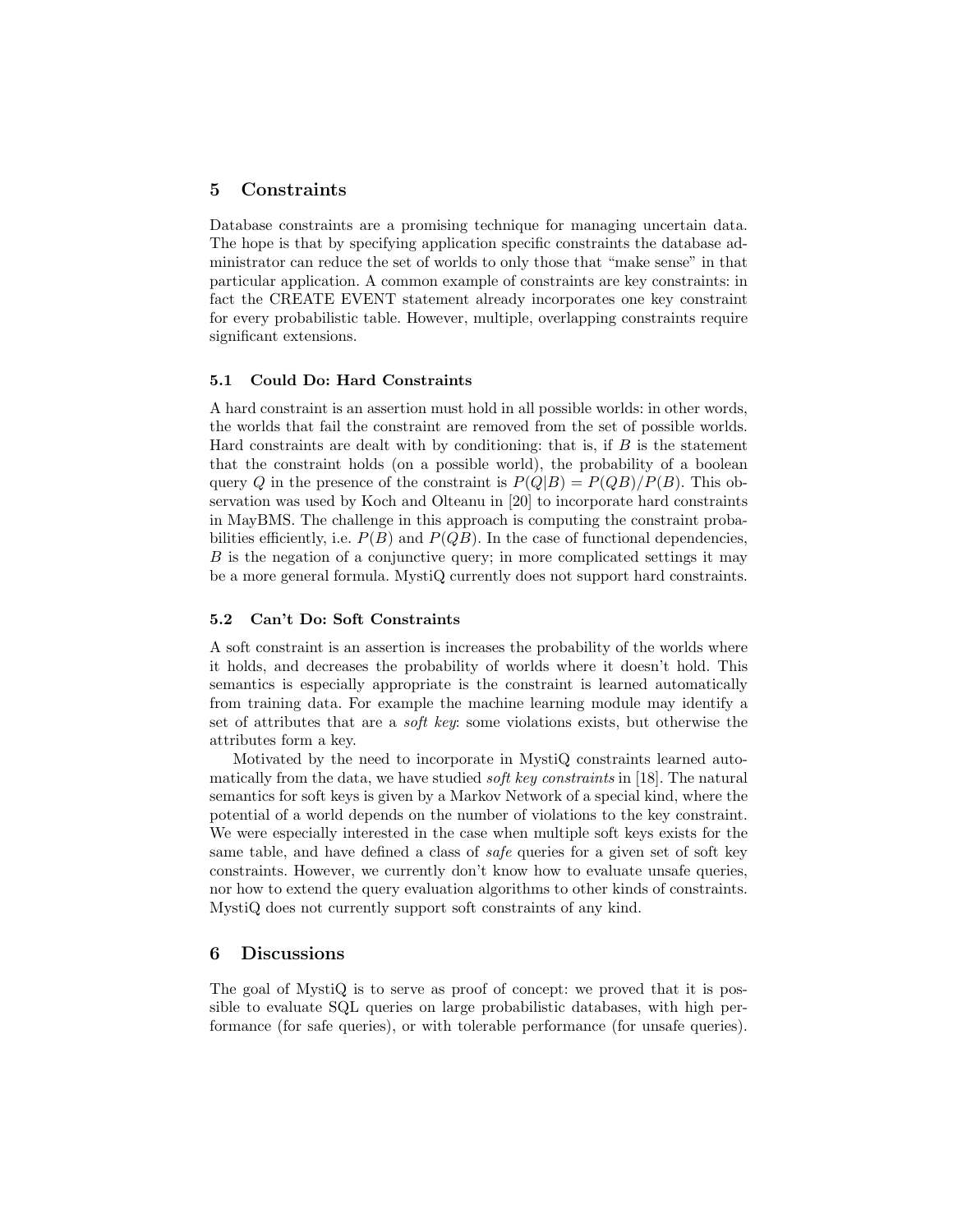## 5 Constraints

Database constraints are a promising technique for managing uncertain data. The hope is that by specifying application specific constraints the database administrator can reduce the set of worlds to only those that "make sense" in that particular application. A common example of constraints are key constraints: in fact the CREATE EVENT statement already incorporates one key constraint for every probabilistic table. However, multiple, overlapping constraints require significant extensions.

### 5.1 Could Do: Hard Constraints

A hard constraint is an assertion must hold in all possible worlds: in other words, the worlds that fail the constraint are removed from the set of possible worlds. Hard constraints are dealt with by conditioning: that is, if $B$ is the statement that the constraint holds (on a possible world), the probability of a boolean query $Q$ in the presence of the constraint is $P(Q|B) = P(QB)/P(B)$. This observation was used by Koch and Olteanu in [20] to incorporate hard constraints in MayBMS. The challenge in this approach is computing the constraint probabilities efficiently, i.e. $P(B)$ and $P(QB)$. In the case of functional dependencies, $B$ is the negation of a conjunctive query; in more complicated settings it may be a more general formula. MystiQ currently does not support hard constraints.

### 5.2 Can't Do: Soft Constraints

A soft constraint is an assertion is increases the probability of the worlds where it holds, and decreases the probability of worlds where it doesn't hold. This semantics is especially appropriate is the constraint is learned automatically from training data. For example the machine learning module may identify a set of attributes that are a *soft key*: some violations exists, but otherwise the attributes form a key.

Motivated by the need to incorporate in MystiQ constraints learned automatically from the data, we have studied *soft key constraints* in [18]. The natural semantics for soft keys is given by a Markov Network of a special kind, where the potential of a world depends on the number of violations to the key constraint. We were especially interested in the case when multiple soft keys exists for the same table, and have defined a class of *safe* queries for a given set of soft key constraints. However, we currently don't know how to evaluate unsafe queries, nor how to extend the query evaluation algorithms to other kinds of constraints. MystiQ does not currently support soft constraints of any kind.

## 6 Discussions

The goal of MystiQ is to serve as proof of concept: we proved that it is possible to evaluate SQL queries on large probabilistic databases, with high performance (for safe queries), or with tolerable performance (for unsafe queries).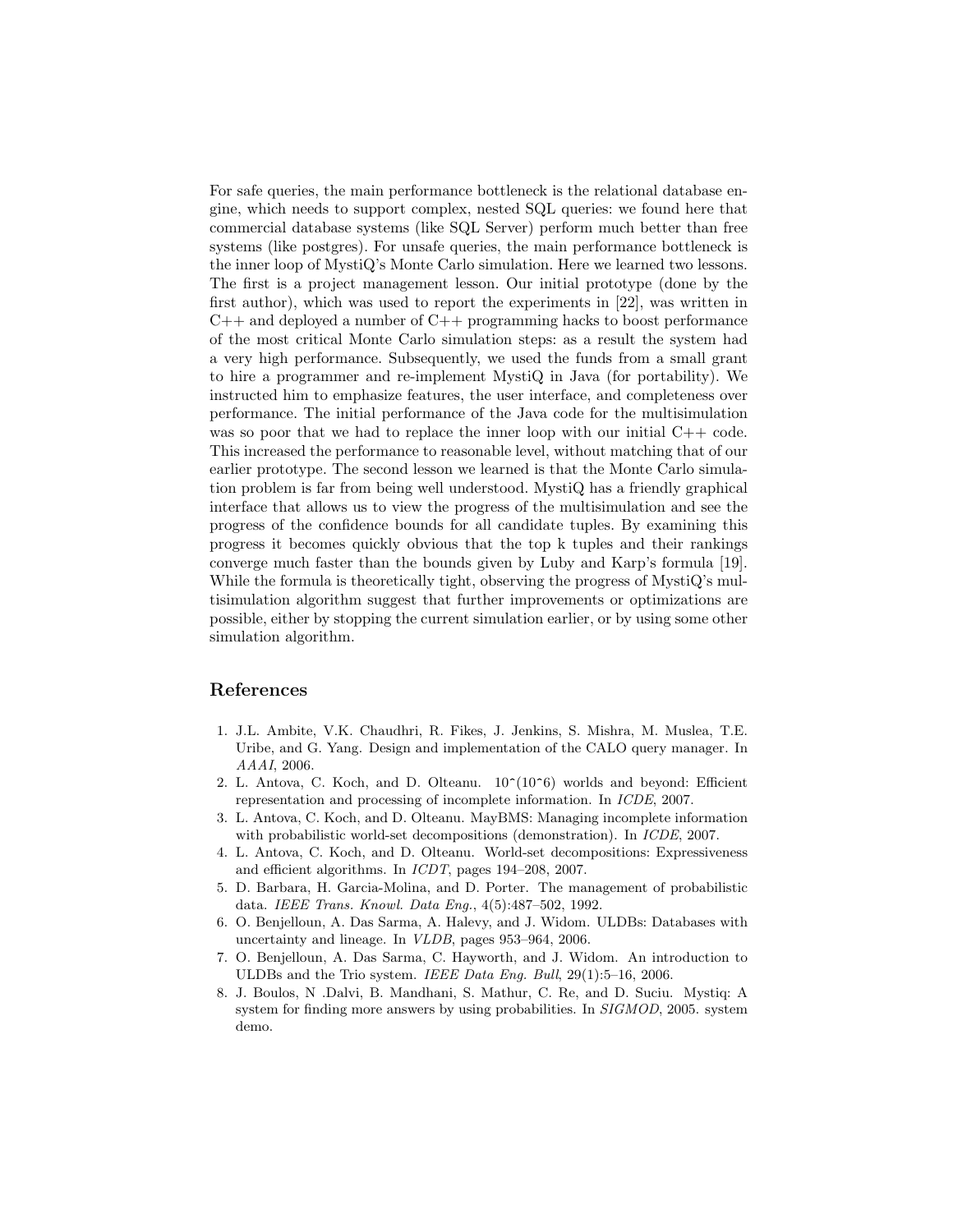For safe queries, the main performance bottleneck is the relational database engine, which needs to support complex, nested SQL queries: we found here that commercial database systems (like SQL Server) perform much better than free systems (like postgres). For unsafe queries, the main performance bottleneck is the inner loop of MystiQ's Monte Carlo simulation. Here we learned two lessons. The first is a project management lesson. Our initial prototype (done by the first author), which was used to report the experiments in [22], was written in C++ and deployed a number of C++ programming hacks to boost performance of the most critical Monte Carlo simulation steps: as a result the system had a very high performance. Subsequently, we used the funds from a small grant to hire a programmer and re-implement MystiQ in Java (for portability). We instructed him to emphasize features, the user interface, and completeness over performance. The initial performance of the Java code for the multisimulation was so poor that we had to replace the inner loop with our initial C++ code. This increased the performance to reasonable level, without matching that of our earlier prototype. The second lesson we learned is that the Monte Carlo simulation problem is far from being well understood. MystiQ has a friendly graphical interface that allows us to view the progress of the multisimulation and see the progress of the confidence bounds for all candidate tuples. By examining this progress it becomes quickly obvious that the top k tuples and their rankings converge much faster than the bounds given by Luby and Karp's formula [19]. While the formula is theoretically tight, observing the progress of MystiQ's multisimulation algorithm suggest that further improvements or optimizations are possible, either by stopping the current simulation earlier, or by using some other simulation algorithm.

## References

1. J.L. Ambite, V.K. Chaudhri, R. Fikes, J. Jenkins, S. Mishra, M. Muslea, T.E. Uribe, and G. Yang. Design and implementation of the CALO query manager. In *AAAI*, 2006.
2. L. Antova, C. Koch, and D. Olteanu. 10^(10^6) worlds and beyond: Efficient representation and processing of incomplete information. In *ICDE*, 2007.
3. L. Antova, C. Koch, and D. Olteanu. MayBMS: Managing incomplete information with probabilistic world-set decompositions (demonstration). In *ICDE*, 2007.
4. L. Antova, C. Koch, and D. Olteanu. World-set decompositions: Expressiveness and efficient algorithms. In *ICDT*, pages 194–208, 2007.
5. D. Barbara, H. Garcia-Molina, and D. Porter. The management of probabilistic data. *IEEE Trans. Knowl. Data Eng.*, 4(5):487–502, 1992.
6. O. Benjelloun, A. Das Sarma, A. Halevy, and J. Widom. ULDBs: Databases with uncertainty and lineage. In *VLDB*, pages 953–964, 2006.
7. O. Benjelloun, A. Das Sarma, C. Hayworth, and J. Widom. An introduction to ULDBs and the Trio system. *IEEE Data Eng. Bull*, 29(1):5–16, 2006.
8. J. Boulos, N .Dalvi, B. Mandhani, S. Mathur, C. Re, and D. Suciu. Mystiq: A system for finding more answers by using probabilities. In *SIGMOD*, 2005. system demo.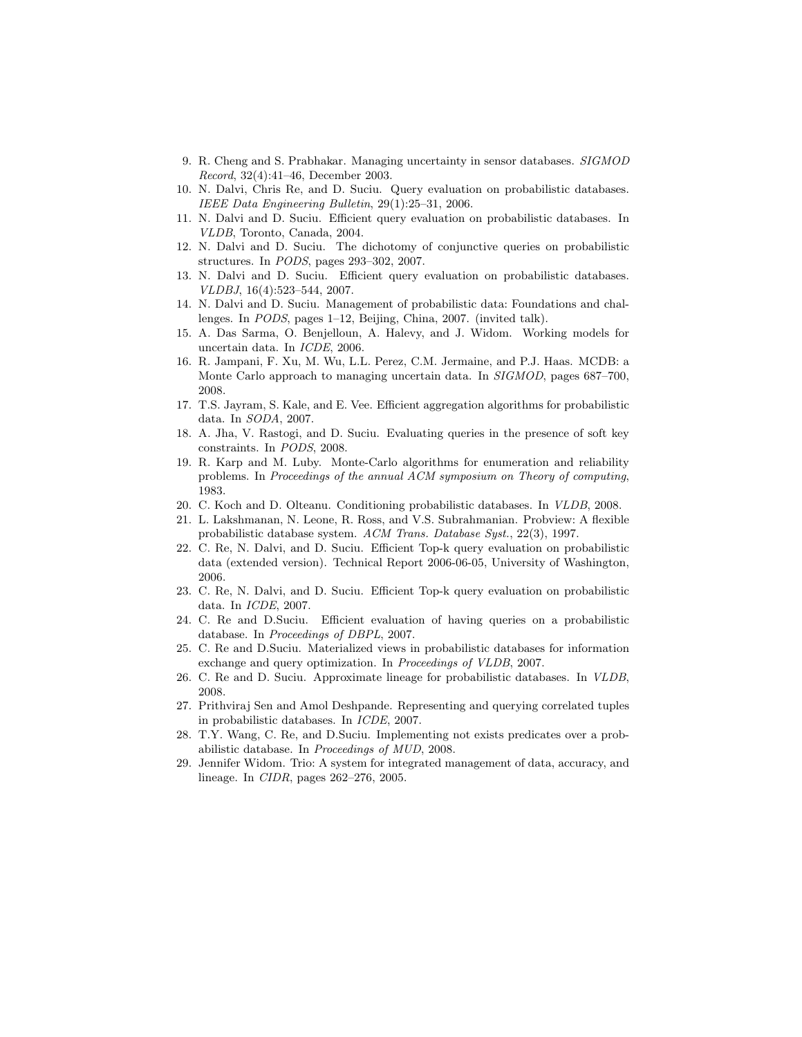9. R. Cheng and S. Prabhakar. Managing uncertainty in sensor databases. *SIGMOD Record*, 32(4):41–46, December 2003.
10. N. Dalvi, Chris Re, and D. Suciu. Query evaluation on probabilistic databases. *IEEE Data Engineering Bulletin*, 29(1):25–31, 2006.
11. N. Dalvi and D. Suciu. Efficient query evaluation on probabilistic databases. In *VLDB*, Toronto, Canada, 2004.
12. N. Dalvi and D. Suciu. The dichotomy of conjunctive queries on probabilistic structures. In *PODS*, pages 293–302, 2007.
13. N. Dalvi and D. Suciu. Efficient query evaluation on probabilistic databases. *VLDBJ*, 16(4):523–544, 2007.
14. N. Dalvi and D. Suciu. Management of probabilistic data: Foundations and challenges. In *PODS*, pages 1–12, Beijing, China, 2007. (invited talk).
15. A. Das Sarma, O. Benjelloun, A. Halevy, and J. Widom. Working models for uncertain data. In *ICDE*, 2006.
16. R. Jampani, F. Xu, M. Wu, L.L. Perez, C.M. Jermaine, and P.J. Haas. MCDB: a Monte Carlo approach to managing uncertain data. In *SIGMOD*, pages 687–700, 2008.
17. T.S. Jayram, S. Kale, and E. Vee. Efficient aggregation algorithms for probabilistic data. In *SODA*, 2007.
18. A. Jha, V. Rastogi, and D. Suciu. Evaluating queries in the presence of soft key constraints. In *PODS*, 2008.
19. R. Karp and M. Luby. Monte-Carlo algorithms for enumeration and reliability problems. In *Proceedings of the annual ACM symposium on Theory of computing*, 1983.
20. C. Koch and D. Olteanu. Conditioning probabilistic databases. In *VLDB*, 2008.
21. L. Lakshmanan, N. Leone, R. Ross, and V.S. Subrahmanian. Probview: A flexible probabilistic database system. *ACM Trans. Database Syst.*, 22(3), 1997.
22. C. Re, N. Dalvi, and D. Suciu. Efficient Top-k query evaluation on probabilistic data (extended version). Technical Report 2006-06-05, University of Washington, 2006.
23. C. Re, N. Dalvi, and D. Suciu. Efficient Top-k query evaluation on probabilistic data. In *ICDE*, 2007.
24. C. Re and D.Suciu. Efficient evaluation of having queries on a probabilistic database. In *Proceedings of DBPL*, 2007.
25. C. Re and D.Suciu. Materialized views in probabilistic databases for information exchange and query optimization. In *Proceedings of VLDB*, 2007.
26. C. Re and D. Suciu. Approximate lineage for probabilistic databases. In *VLDB*, 2008.
27. Prithviraj Sen and Amol Deshpande. Representing and querying correlated tuples in probabilistic databases. In *ICDE*, 2007.
28. T.Y. Wang, C. Re, and D.Suciu. Implementing not exists predicates over a probabilistic database. In *Proceedings of MUD*, 2008.
29. Jennifer Widom. Trio: A system for integrated management of data, accuracy, and lineage. In *CIDR*, pages 262–276, 2005.